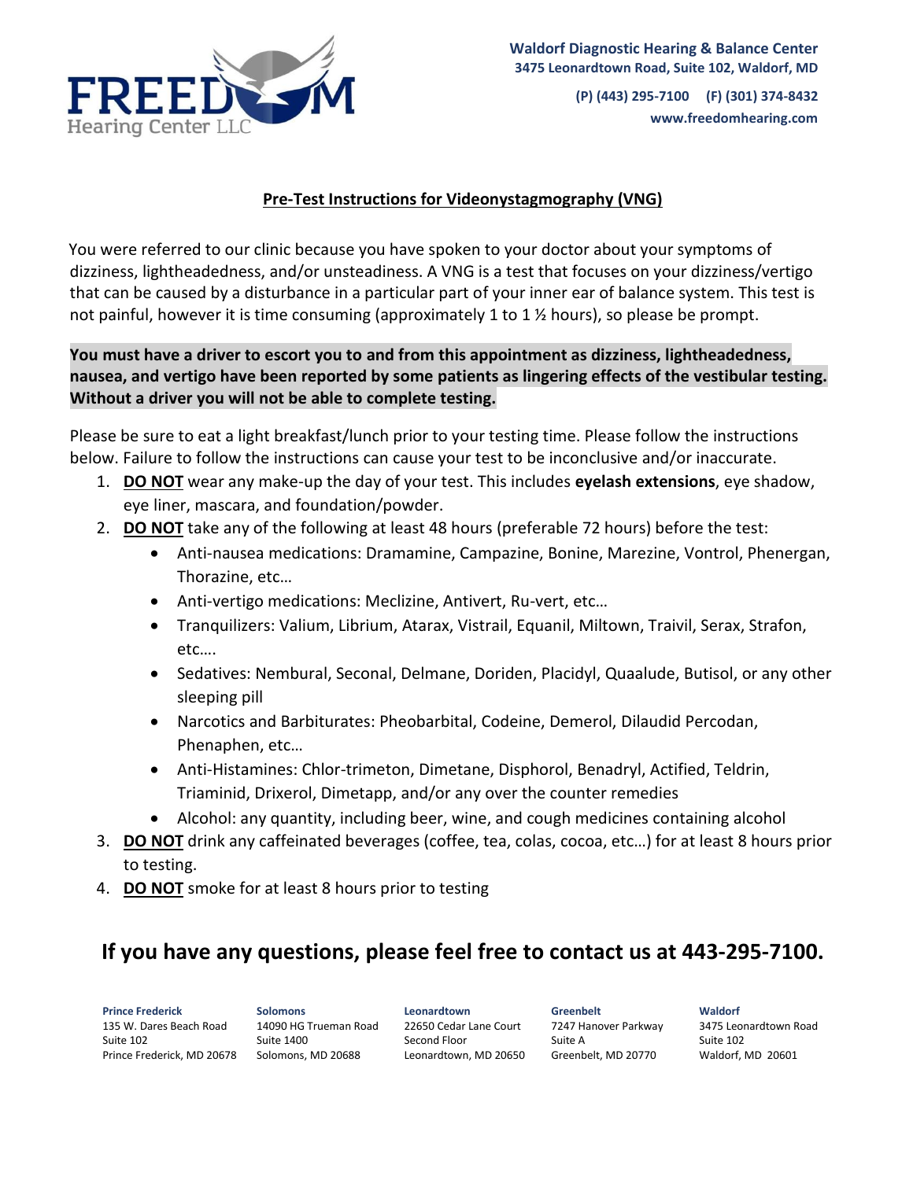FREEDOM Hearing Center LLC

**Waldorf Diagnostic Hearing & Balance Center**
**3475 Leonardtown Road, Suite 102, Waldorf, MD**

**(P) (443) 295-7100 (F) (301) 374-8432**
**www.freedomhearing.com**

## Pre-Test Instructions for Videonystagmography (VNG)

You were referred to our clinic because you have spoken to your doctor about your symptoms of dizziness, lightheadedness, and/or unsteadiness. A VNG is a test that focuses on your dizziness/vertigo that can be caused by a disturbance in a particular part of your inner ear of balance system. This test is not painful, however it is time consuming (approximately 1 to 1 ½ hours), so please be prompt.

**You must have a driver to escort you to and from this appointment as dizziness, lightheadedness, nausea, and vertigo have been reported by some patients as lingering effects of the vestibular testing. Without a driver you will not be able to complete testing.**

Please be sure to eat a light breakfast/lunch prior to your testing time. Please follow the instructions below. Failure to follow the instructions can cause your test to be inconclusive and/or inaccurate.

1. **DO NOT** wear any make-up the day of your test. This includes **eyelash extensions**, eye shadow, eye liner, mascara, and foundation/powder.
2. **DO NOT** take any of the following at least 48 hours (preferable 72 hours) before the test:
   - Anti-nausea medications: Dramamine, Campazine, Bonine, Marezine, Vontrol, Phenergan, Thorazine, etc…
   - Anti-vertigo medications: Meclizine, Antivert, Ru-vert, etc…
   - Tranquilizers: Valium, Librium, Atarax, Vistrail, Equanil, Miltown, Traivil, Serax, Strafon, etc….
   - Sedatives: Nembural, Seconal, Delmane, Doriden, Placidyl, Quaalude, Butisol, or any other sleeping pill
   - Narcotics and Barbiturates: Pheobarbital, Codeine, Demerol, Dilaudid Percodan, Phenaphen, etc…
   - Anti-Histamines: Chlor-trimeton, Dimetane, Disphorol, Benadryl, Actified, Teldrin, Triaminid, Drixerol, Dimetapp, and/or any over the counter remedies
   - Alcohol: any quantity, including beer, wine, and cough medicines containing alcohol
3. **DO NOT** drink any caffeinated beverages (coffee, tea, colas, cocoa, etc…) for at least 8 hours prior to testing.
4. **DO NOT** smoke for at least 8 hours prior to testing

## If you have any questions, please feel free to contact us at 443-295-7100.

**Prince Frederick**
135 W. Dares Beach Road
Suite 102
Prince Frederick, MD 20678

**Solomons**
14090 HG Trueman Road
Suite 1400
Solomons, MD 20688

**Leonardtown**
22650 Cedar Lane Court
Second Floor
Leonardtown, MD 20650

**Greenbelt**
7247 Hanover Parkway
Suite A
Greenbelt, MD 20770

**Waldorf**
3475 Leonardtown Road
Suite 102
Waldorf, MD 20601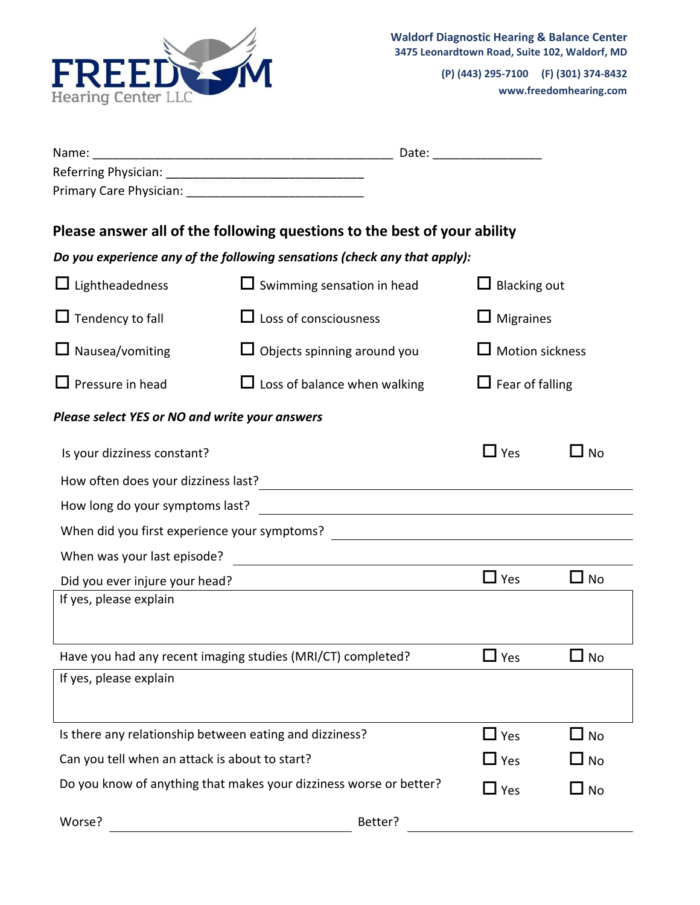FREEDOM Hearing Center LLC

**Waldorf Diagnostic Hearing & Balance Center**
**3475 Leonardtown Road, Suite 102, Waldorf, MD**

**(P) (443) 295-7100 (F) (301) 374-8432**
**www.freedomhearing.com**

Name: ___________________________________________ Date: _______________
Referring Physician: ____________________________
Primary Care Physician: _________________________

## Please answer all of the following questions to the best of your ability

***Do you experience any of the following sensations (check any that apply):***

| | | |
|---|---|---|
| ☐ Lightheadedness | ☐ Swimming sensation in head | ☐ Blacking out |
| ☐ Tendency to fall | ☐ Loss of consciousness | ☐ Migraines |
| ☐ Nausea/vomiting | ☐ Objects spinning around you | ☐ Motion sickness |
| ☐ Pressure in head | ☐ Loss of balance when walking | ☐ Fear of falling |

***Please select YES or NO and write your answers***

Is your dizziness constant? ☐ Yes ☐ No

How often does your dizziness last? ______________________________

How long do your symptoms last? ______________________________

When did you first experience your symptoms? ______________________________

When was your last episode? ______________________________

Did you ever injure your head? ☐ Yes ☐ No

If yes, please explain

Have you had any recent imaging studies (MRI/CT) completed? ☐ Yes ☐ No

If yes, please explain

Is there any relationship between eating and dizziness? ☐ Yes ☐ No

Can you tell when an attack is about to start? ☐ Yes ☐ No

Do you know of anything that makes your dizziness worse or better? ☐ Yes ☐ No

Worse? ______________________________ Better? ______________________________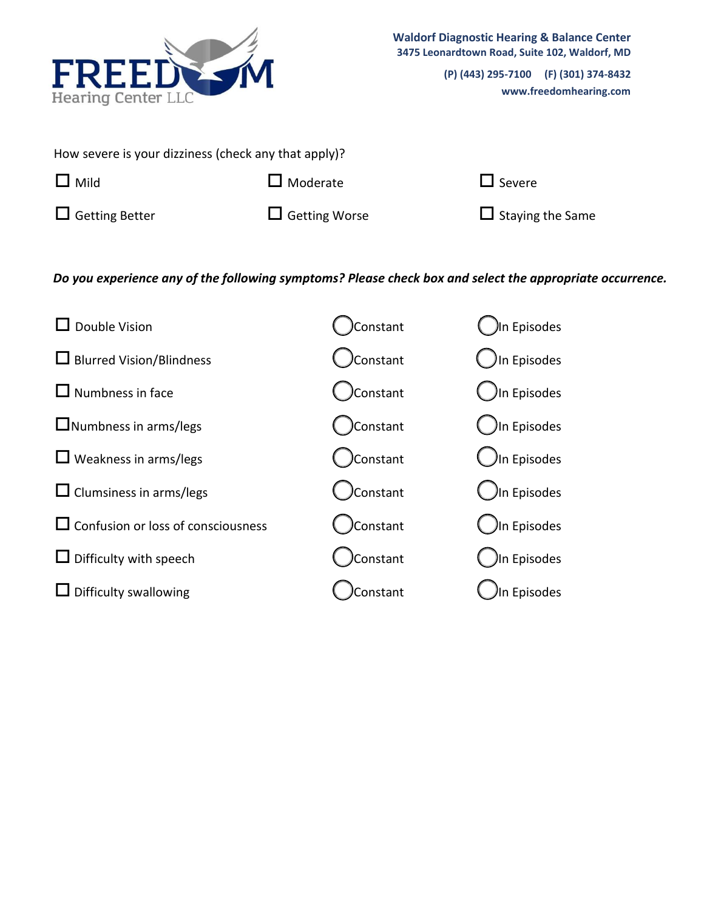FREEDOM Hearing Center LLC

**Waldorf Diagnostic Hearing & Balance Center**
**3475 Leonardtown Road, Suite 102, Waldorf, MD**

**(P) (443) 295-7100 (F) (301) 374-8432**
**www.freedomhearing.com**

How severe is your dizziness (check any that apply)?

| | | |
|---|---|---|
| ☐ Mild | ☐ Moderate | ☐ Severe |
| ☐ Getting Better | ☐ Getting Worse | ☐ Staying the Same |

***Do you experience any of the following symptoms? Please check box and select the appropriate occurrence.***

| | | |
|---|---|---|
| ☐ Double Vision | ◯ Constant | ◯ In Episodes |
| ☐ Blurred Vision/Blindness | ◯ Constant | ◯ In Episodes |
| ☐ Numbness in face | ◯ Constant | ◯ In Episodes |
| ☐ Numbness in arms/legs | ◯ Constant | ◯ In Episodes |
| ☐ Weakness in arms/legs | ◯ Constant | ◯ In Episodes |
| ☐ Clumsiness in arms/legs | ◯ Constant | ◯ In Episodes |
| ☐ Confusion or loss of consciousness | ◯ Constant | ◯ In Episodes |
| ☐ Difficulty with speech | ◯ Constant | ◯ In Episodes |
| ☐ Difficulty swallowing | ◯ Constant | ◯ In Episodes |